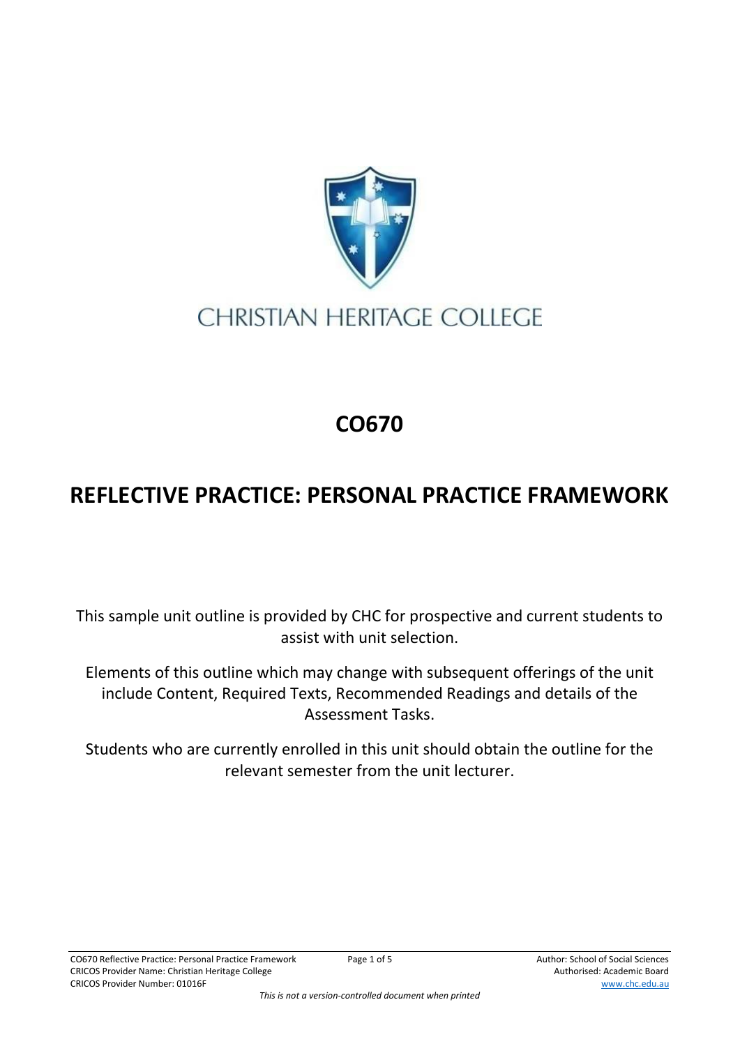CHRISTIAN HERITAGE COLLEGE

# CO670

# REFLECTIVE PRACTICE: PERSONAL PRACTICE FRAMEWORK

This sample unit outline is provided by CHC for prospective and current students to assist with unit selection.

Elements of this outline which may change with subsequent offerings of the unit include Content, Required Texts, Recommended Readings and details of the Assessment Tasks.

Students who are currently enrolled in this unit should obtain the outline for the relevant semester from the unit lecturer.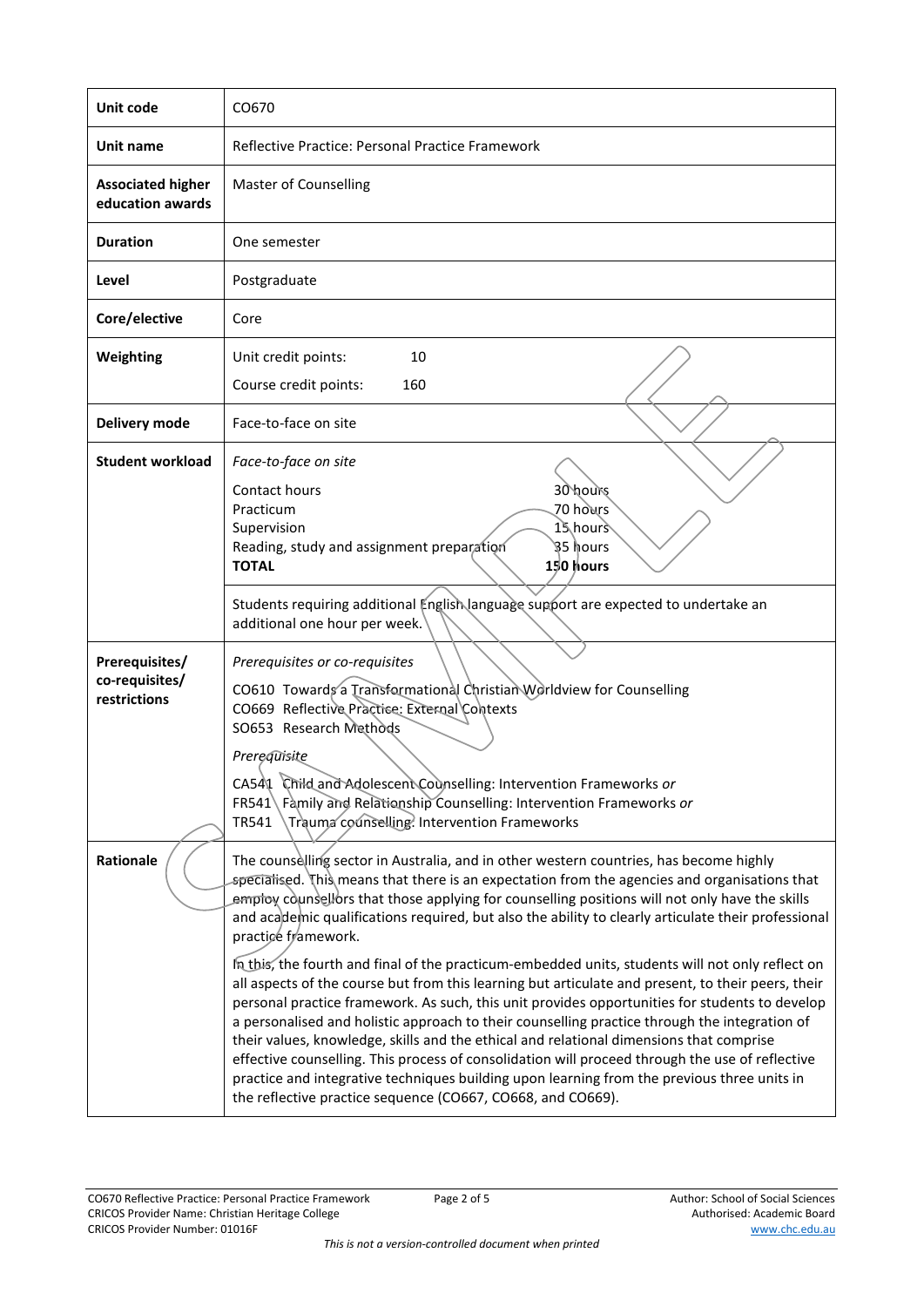| Unit code | CO670 |
| --- | --- |
| **Unit name** | Reflective Practice: Personal Practice Framework |
| **Associated higher education awards** | Master of Counselling |
| **Duration** | One semester |
| **Level** | Postgraduate |
| **Core/elective** | Core |
| **Weighting** | Unit credit points: 10<br>Course credit points: 160 |
| **Delivery mode** | Face-to-face on site |
| **Student workload** | *Face-to-face on site*<br>Contact hours 30 hours<br>Practicum 70 hours<br>Supervision 15 hours<br>Reading, study and assignment preparation 35 hours<br>**TOTAL** **150 hours**<br><br>Students requiring additional English language support are expected to undertake an additional one hour per week. |
| **Prerequisites/ co-requisites/ restrictions** | *Prerequisites or co-requisites*<br>CO610 Towards a Transformational Christian Worldview for Counselling<br>CO669 Reflective Practice: External Contexts<br>SO653 Research Methods<br><br>*Prerequisite*<br>CA541 Child and Adolescent Counselling: Intervention Frameworks *or*<br>FR541 Family and Relationship Counselling: Intervention Frameworks *or*<br>TR541 Trauma counselling: Intervention Frameworks |
| **Rationale** | The counselling sector in Australia, and in other western countries, has become highly specialised. This means that there is an expectation from the agencies and organisations that employ counsellors that those applying for counselling positions will not only have the skills and academic qualifications required, but also the ability to clearly articulate their professional practice framework.<br><br>In this, the fourth and final of the practicum-embedded units, students will not only reflect on all aspects of the course but from this learning but articulate and present, to their peers, their personal practice framework. As such, this unit provides opportunities for students to develop a personalised and holistic approach to their counselling practice through the integration of their values, knowledge, skills and the ethical and relational dimensions that comprise effective counselling. This process of consolidation will proceed through the use of reflective practice and integrative techniques building upon learning from the previous three units in the reflective practice sequence (CO667, CO668, and CO669). |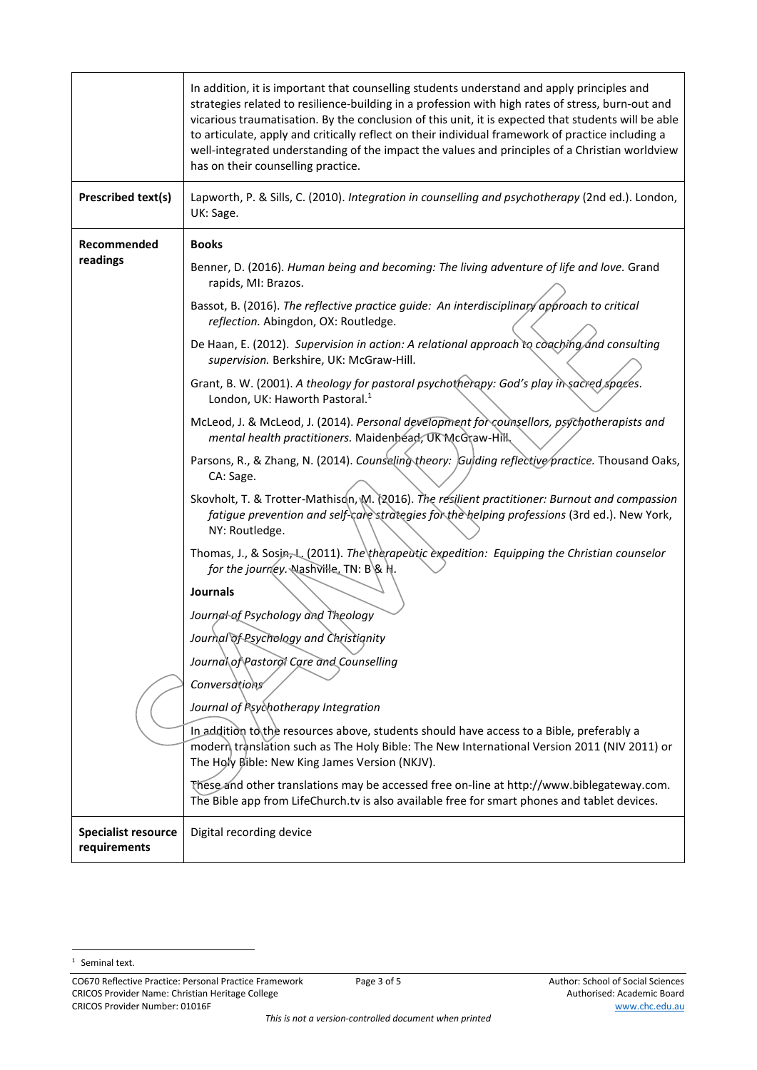|  |  |
|---|---|
|  | In addition, it is important that counselling students understand and apply principles and strategies related to resilience-building in a profession with high rates of stress, burn-out and vicarious traumatisation. By the conclusion of this unit, it is expected that students will be able to articulate, apply and critically reflect on their individual framework of practice including a well-integrated understanding of the impact the values and principles of a Christian worldview has on their counselling practice. |
| **Prescribed text(s)** | Lapworth, P. & Sills, C. (2010). *Integration in counselling and psychotherapy* (2nd ed.). London, UK: Sage. |
| **Recommended readings** | **Books**<br>Benner, D. (2016). *Human being and becoming: The living adventure of life and love.* Grand rapids, MI: Brazos.<br>Bassot, B. (2016). *The reflective practice guide: An interdisciplinary approach to critical reflection.* Abingdon, OX: Routledge.<br>De Haan, E. (2012). *Supervision in action: A relational approach to coaching and consulting supervision.* Berkshire, UK: McGraw-Hill.<br>Grant, B. W. (2001). *A theology for pastoral psychotherapy: God's play in sacred spaces*. London, UK: Haworth Pastoral.[1]<br>McLeod, J. & McLeod, J. (2014). *Personal development for counsellors, psychotherapists and mental health practitioners.* Maidenhead, UK McGraw-Hill.<br>Parsons, R., & Zhang, N. (2014). *Counseling theory: Guiding reflective practice.* Thousand Oaks, CA: Sage.<br>Skovholt, T. & Trotter-Mathison, M. (2016). *The resilient practitioner: Burnout and compassion fatigue prevention and self-care strategies for the helping professions* (3rd ed.). New York, NY: Routledge.<br>Thomas, J., & Sosin, L. (2011). *The therapeutic expedition: Equipping the Christian counselor for the journey.* Nashville, TN: B & H.<br>**Journals**<br>*Journal of Psychology and Theology*<br>*Journal of Psychology and Christianity*<br>*Journal of Pastoral Care and Counselling*<br>*Conversations*<br>*Journal of Psychotherapy Integration*<br>In addition to the resources above, students should have access to a Bible, preferably a modern translation such as The Holy Bible: The New International Version 2011 (NIV 2011) or The Holy Bible: New King James Version (NKJV).<br>These and other translations may be accessed free on-line at http://www.biblegateway.com. The Bible app from LifeChurch.tv is also available free for smart phones and tablet devices. |
| **Specialist resource requirements** | Digital recording device |

[1] Seminal text.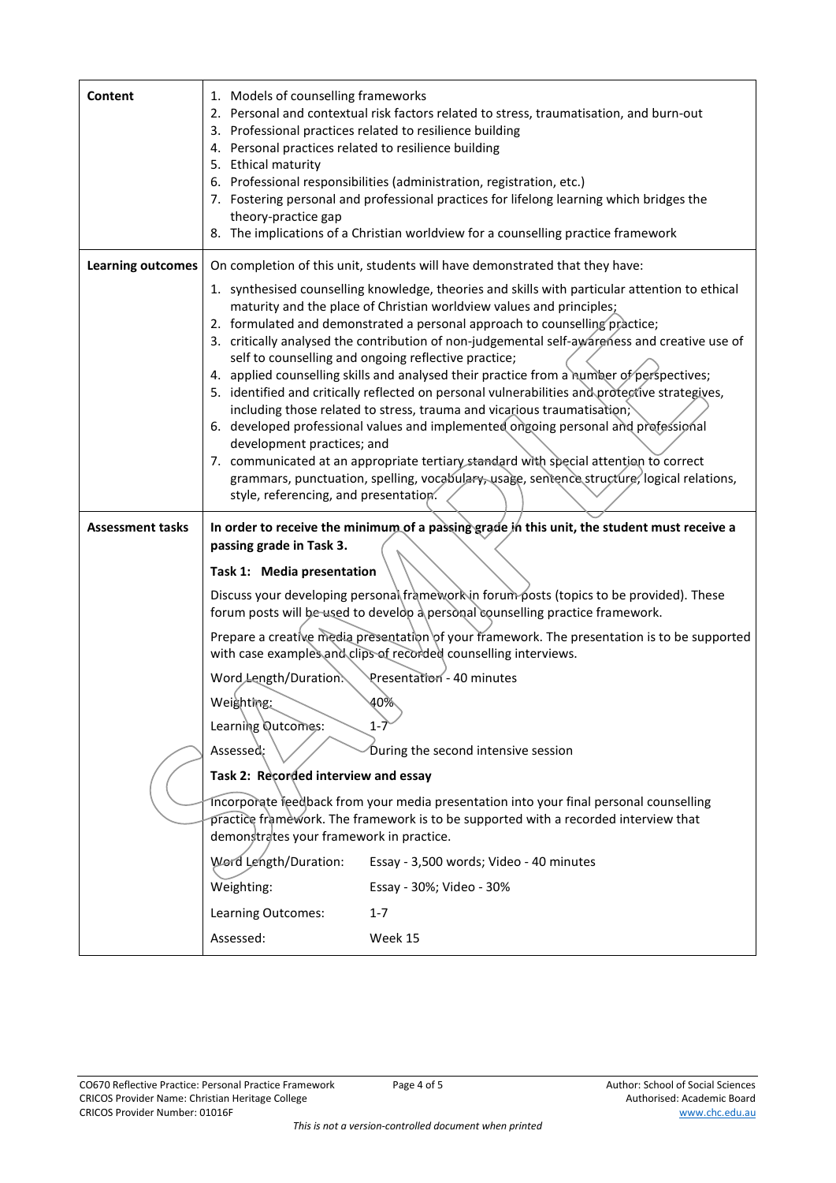| | |
|---|---|
| **Content** | 1. Models of counselling frameworks<br>2. Personal and contextual risk factors related to stress, traumatisation, and burn-out<br>3. Professional practices related to resilience building<br>4. Personal practices related to resilience building<br>5. Ethical maturity<br>6. Professional responsibilities (administration, registration, etc.)<br>7. Fostering personal and professional practices for lifelong learning which bridges the theory-practice gap<br>8. The implications of a Christian worldview for a counselling practice framework |
| **Learning outcomes** | On completion of this unit, students will have demonstrated that they have:<br>1. synthesised counselling knowledge, theories and skills with particular attention to ethical maturity and the place of Christian worldview values and principles;<br>2. formulated and demonstrated a personal approach to counselling practice;<br>3. critically analysed the contribution of non-judgemental self-awareness and creative use of self to counselling and ongoing reflective practice;<br>4. applied counselling skills and analysed their practice from a number of perspectives;<br>5. identified and critically reflected on personal vulnerabilities and protective strategives, including those related to stress, trauma and vicarious traumatisation;<br>6. developed professional values and implemented ongoing personal and professional development practices; and<br>7. communicated at an appropriate tertiary standard with special attention to correct grammars, punctuation, spelling, vocabulary, usage, sentence structure, logical relations, style, referencing, and presentation. |
| **Assessment tasks** | **In order to receive the minimum of a passing grade in this unit, the student must receive a passing grade in Task 3.**<br><br>**Task 1: Media presentation**<br>Discuss your developing personal framework in forum posts (topics to be provided). These forum posts will be used to develop a personal counselling practice framework.<br>Prepare a creative media presentation of your framework. The presentation is to be supported with case examples and clips of recorded counselling interviews.<br>Word Length/Duration: Presentation - 40 minutes<br>Weighting: 40%<br>Learning Outcomes: 1-7<br>Assessed: During the second intensive session<br><br>**Task 2: Recorded interview and essay**<br>Incorporate feedback from your media presentation into your final personal counselling practice framework. The framework is to be supported with a recorded interview that demonstrates your framework in practice.<br>Word Length/Duration: Essay - 3,500 words; Video - 40 minutes<br>Weighting: Essay - 30%; Video - 30%<br>Learning Outcomes: 1-7<br>Assessed: Week 15 |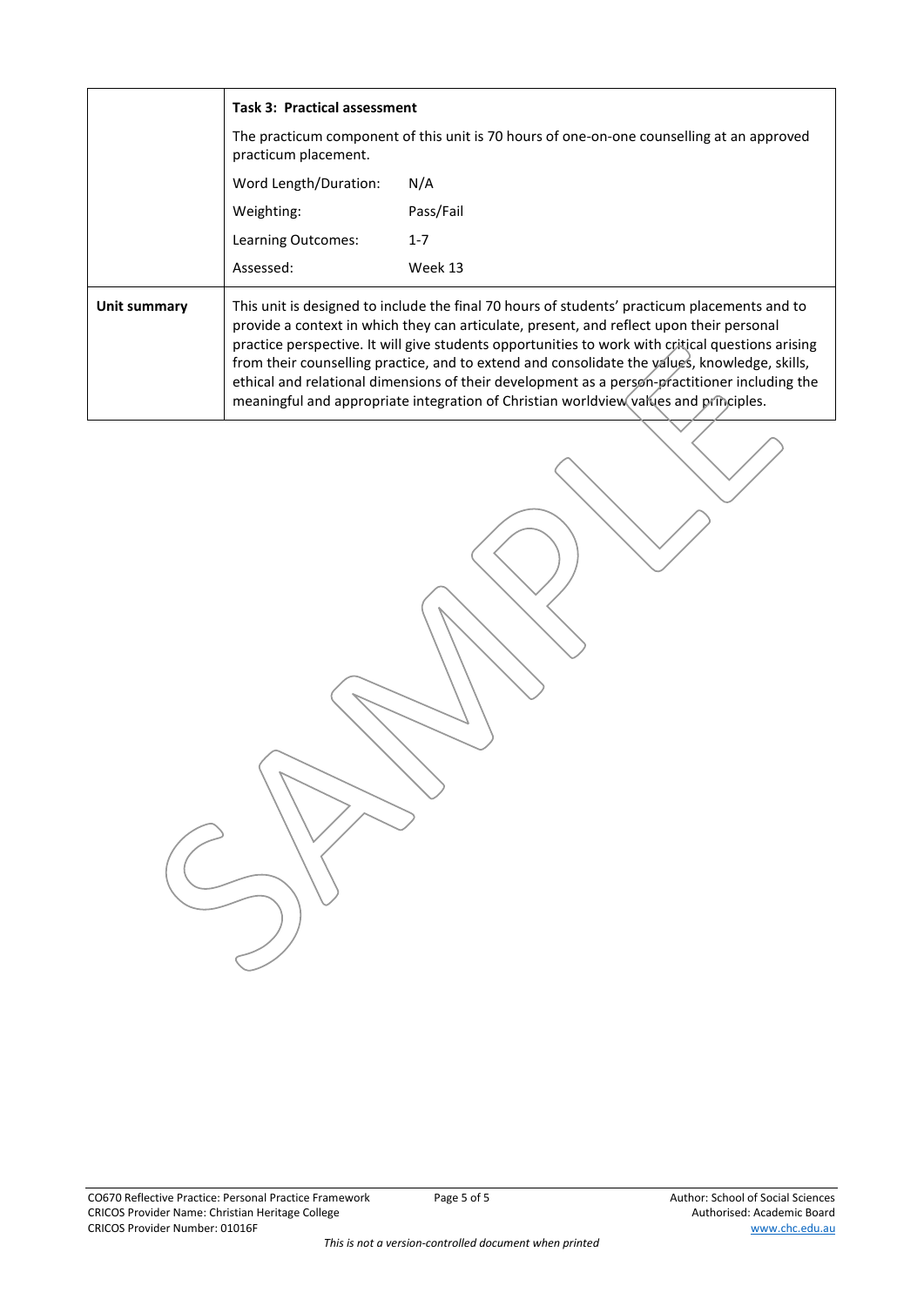| | | |
|---|---|---|
| | **Task 3: Practical assessment**<br><br>The practicum component of this unit is 70 hours of one-on-one counselling at an approved practicum placement.<br><br>Word Length/Duration: N/A<br>Weighting: Pass/Fail<br>Learning Outcomes: 1-7<br>Assessed: Week 13 | |
| **Unit summary** | This unit is designed to include the final 70 hours of students' practicum placements and to provide a context in which they can articulate, present, and reflect upon their personal practice perspective. It will give students opportunities to work with critical questions arising from their counselling practice, and to extend and consolidate the values, knowledge, skills, ethical and relational dimensions of their development as a person-practitioner including the meaningful and appropriate integration of Christian worldview values and principles. | |